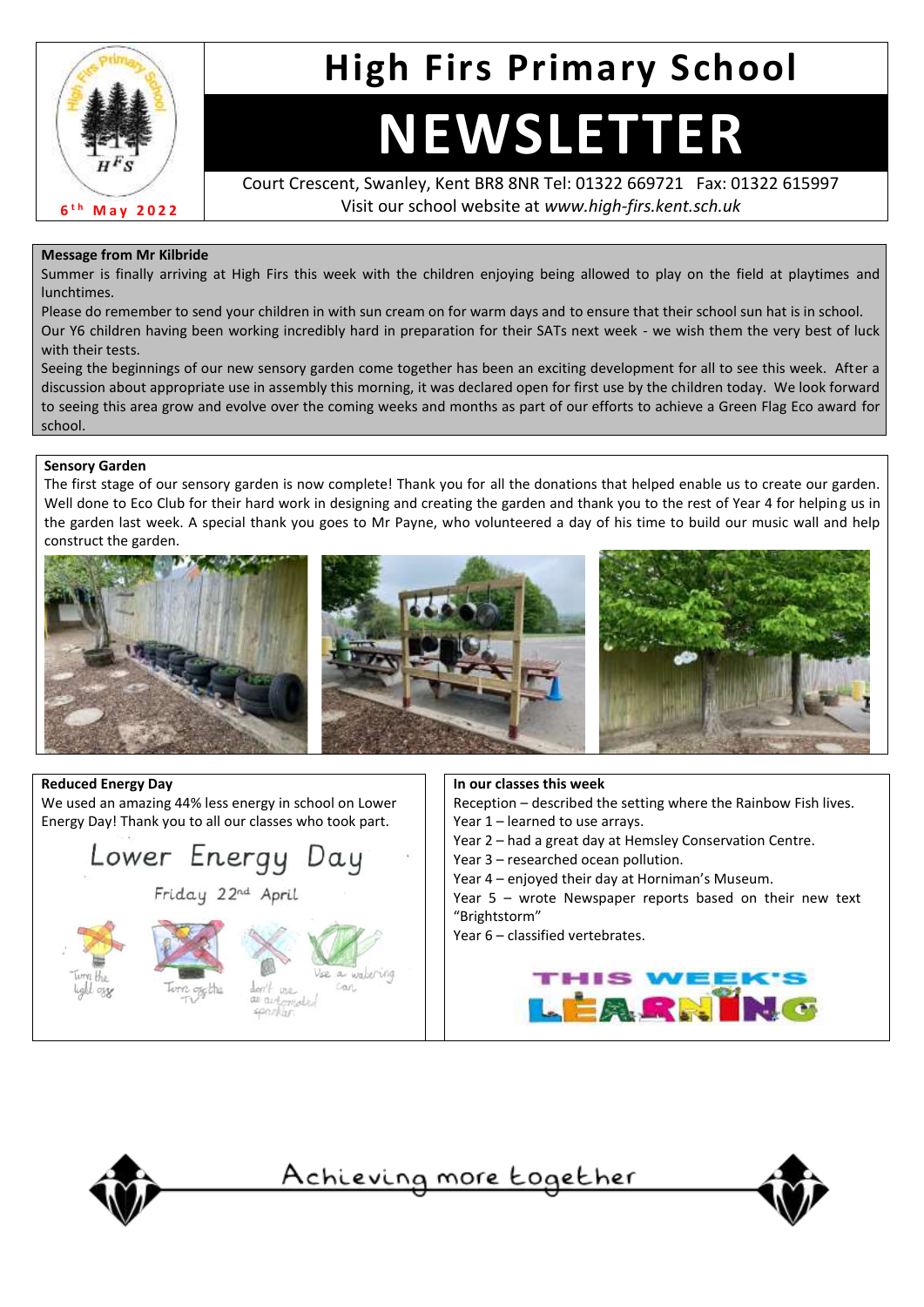# High Firs Primary School

# NEWSLETTER

6th May 2022

Court Crescent, Swanley, Kent BR8 8NR Tel: 01322 669721 Fax: 01322 615997
Visit our school website at *www.high-firs.kent.sch.uk*

**Message from Mr Kilbride**

Summer is finally arriving at High Firs this week with the children enjoying being allowed to play on the field at playtimes and lunchtimes.

Please do remember to send your children in with sun cream on for warm days and to ensure that their school sun hat is in school.

Our Y6 children having been working incredibly hard in preparation for their SATs next week - we wish them the very best of luck with their tests.

Seeing the beginnings of our new sensory garden come together has been an exciting development for all to see this week. After a discussion about appropriate use in assembly this morning, it was declared open for first use by the children today. We look forward to seeing this area grow and evolve over the coming weeks and months as part of our efforts to achieve a Green Flag Eco award for school.

**Sensory Garden**

The first stage of our sensory garden is now complete! Thank you for all the donations that helped enable us to create our garden. Well done to Eco Club for their hard work in designing and creating the garden and thank you to the rest of Year 4 for helping us in the garden last week. A special thank you goes to Mr Payne, who volunteered a day of his time to build our music wall and help construct the garden.

**Reduced Energy Day**

We used an amazing 44% less energy in school on Lower Energy Day! Thank you to all our classes who took part.

Lower Energy Day

Friday 22nd April

**In our classes this week**

Reception – described the setting where the Rainbow Fish lives.
Year 1 – learned to use arrays.
Year 2 – had a great day at Hemsley Conservation Centre.
Year 3 – researched ocean pollution.
Year 4 – enjoyed their day at Horniman's Museum.
Year 5 – wrote Newspaper reports based on their new text "Brightstorm"
Year 6 – classified vertebrates.

THIS WEEK'S LEARNING

Achieving more together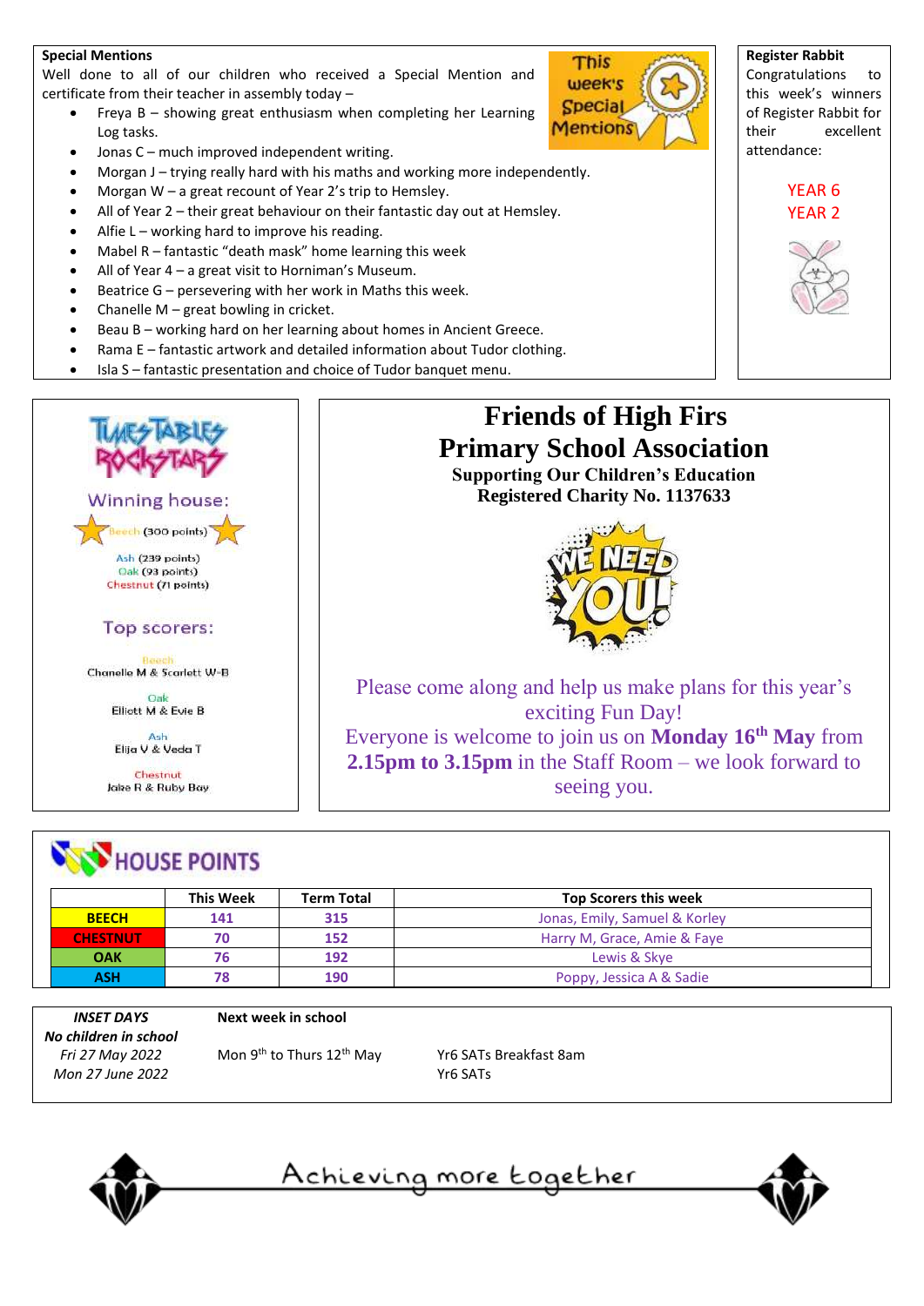## Special Mentions

Well done to all of our children who received a Special Mention and certificate from their teacher in assembly today –

- Freya B – showing great enthusiasm when completing her Learning Log tasks.
- Jonas C – much improved independent writing.
- Morgan J – trying really hard with his maths and working more independently.
- Morgan W – a great recount of Year 2's trip to Hemsley.
- All of Year 2 – their great behaviour on their fantastic day out at Hemsley.
- Alfie L – working hard to improve his reading.
- Mabel R – fantastic "death mask" home learning this week
- All of Year 4 – a great visit to Horniman's Museum.
- Beatrice G – persevering with her work in Maths this week.
- Chanelle M – great bowling in cricket.
- Beau B – working hard on her learning about homes in Ancient Greece.
- Rama E – fantastic artwork and detailed information about Tudor clothing.
- Isla S – fantastic presentation and choice of Tudor banquet menu.

## Register Rabbit

Congratulations to this week's winners of Register Rabbit for their excellent attendance:

YEAR 6
YEAR 2

## Times Tables Rockstars

**Winning house:**

Beech (300 points)

Ash (239 points)
Oak (93 points)
Chestnut (71 points)

**Top scorers:**

Beech
Chanelle M & Scarlett W-B

Oak
Elliott M & Evie B

Ash
Elija V & Veda T

Chestnut
Jake R & Ruby Bay

## Friends of High Firs Primary School Association

**Supporting Our Children's Education**
**Registered Charity No. 1137633**

WE NEED YOU!

Please come along and help us make plans for this year's exciting Fun Day!
Everyone is welcome to join us on **Monday 16th May** from **2.15pm to 3.15pm** in the Staff Room – we look forward to seeing you.

## HOUSE POINTS

| | This Week | Term Total | Top Scorers this week |
|---|---|---|---|
| **BEECH** | 141 | 315 | Jonas, Emily, Samuel & Korley |
| **CHESTNUT** | 70 | 152 | Harry M, Grace, Amie & Faye |
| **OAK** | 76 | 192 | Lewis & Skye |
| **ASH** | 78 | 190 | Poppy, Jessica A & Sadie |

| *INSET DAYS* | **Next week in school** | |
|---|---|---|
| ***No children in school*** | | |
| *Fri 27 May 2022* | Mon 9th to Thurs 12th May | Yr6 SATs Breakfast 8am |
| *Mon 27 June 2022* | | Yr6 SATs |

Achieving more together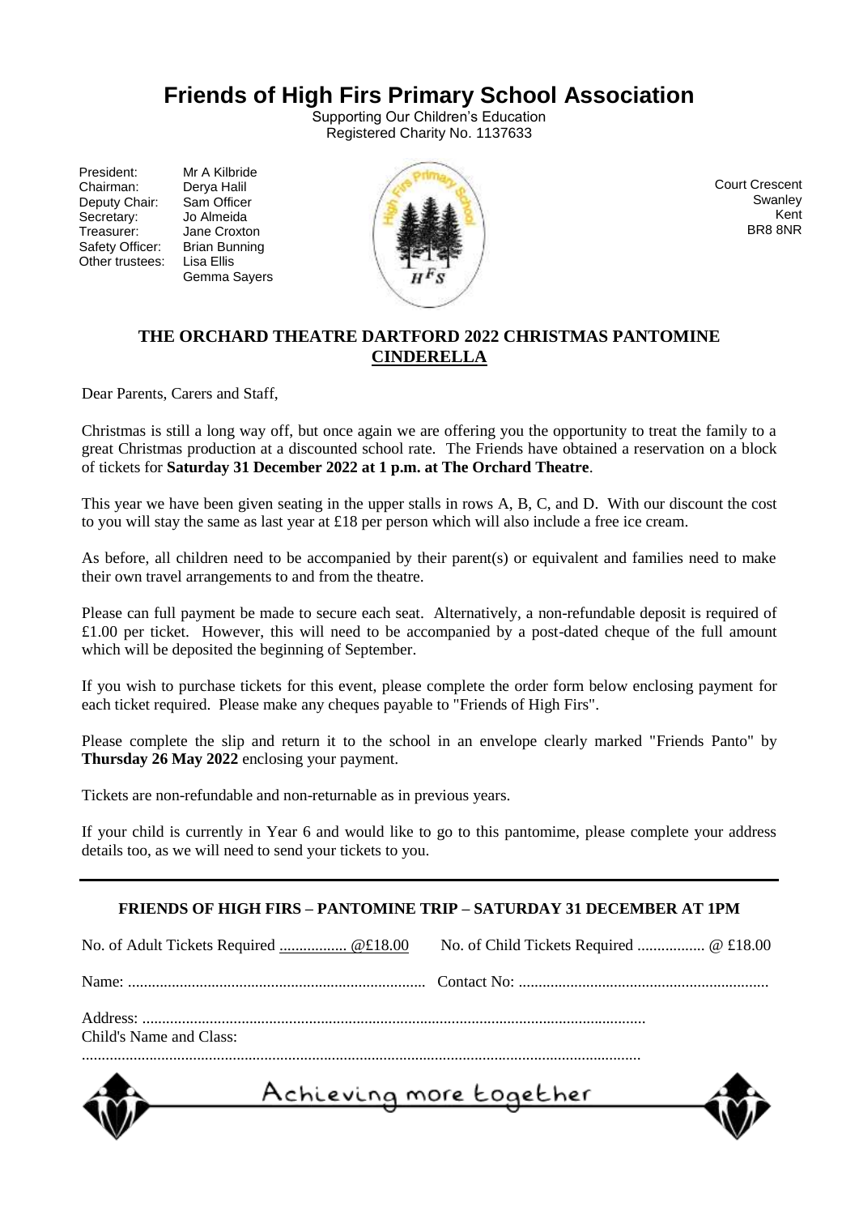# Friends of High Firs Primary School Association

Supporting Our Children's Education
Registered Charity No. 1137633

| | |
|---|---|
| President: | Mr A Kilbride |
| Chairman: | Derya Halil |
| Deputy Chair: | Sam Officer |
| Secretary: | Jo Almeida |
| Treasurer: | Jane Croxton |
| Safety Officer: | Brian Bunning |
| Other trustees: | Lisa Ellis |
| | Gemma Sayers |

Court Crescent
Swanley
Kent
BR8 8NR

## THE ORCHARD THEATRE DARTFORD 2022 CHRISTMAS PANTOMINE
## CINDERELLA

Dear Parents, Carers and Staff,

Christmas is still a long way off, but once again we are offering you the opportunity to treat the family to a great Christmas production at a discounted school rate. The Friends have obtained a reservation on a block of tickets for **Saturday 31 December 2022 at 1 p.m. at The Orchard Theatre**.

This year we have been given seating in the upper stalls in rows A, B, C, and D. With our discount the cost to you will stay the same as last year at £18 per person which will also include a free ice cream.

As before, all children need to be accompanied by their parent(s) or equivalent and families need to make their own travel arrangements to and from the theatre.

Please can full payment be made to secure each seat. Alternatively, a non-refundable deposit is required of £1.00 per ticket. However, this will need to be accompanied by a post-dated cheque of the full amount which will be deposited the beginning of September.

If you wish to purchase tickets for this event, please complete the order form below enclosing payment for each ticket required. Please make any cheques payable to "Friends of High Firs".

Please complete the slip and return it to the school in an envelope clearly marked "Friends Panto" by **Thursday 26 May 2022** enclosing your payment.

Tickets are non-refundable and non-returnable as in previous years.

If your child is currently in Year 6 and would like to go to this pantomime, please complete your address details too, as we will need to send your tickets to you.

---

### FRIENDS OF HIGH FIRS – PANTOMINE TRIP – SATURDAY 31 DECEMBER AT 1PM

No. of Adult Tickets Required ................. @£18.00    No. of Child Tickets Required ................. @ £18.00

Name: ............................................................................ Contact No: ...............................................................

Address: ..............................................................................................................................

Child's Name and Class:

..............................................................................................................................................

Achieving more together